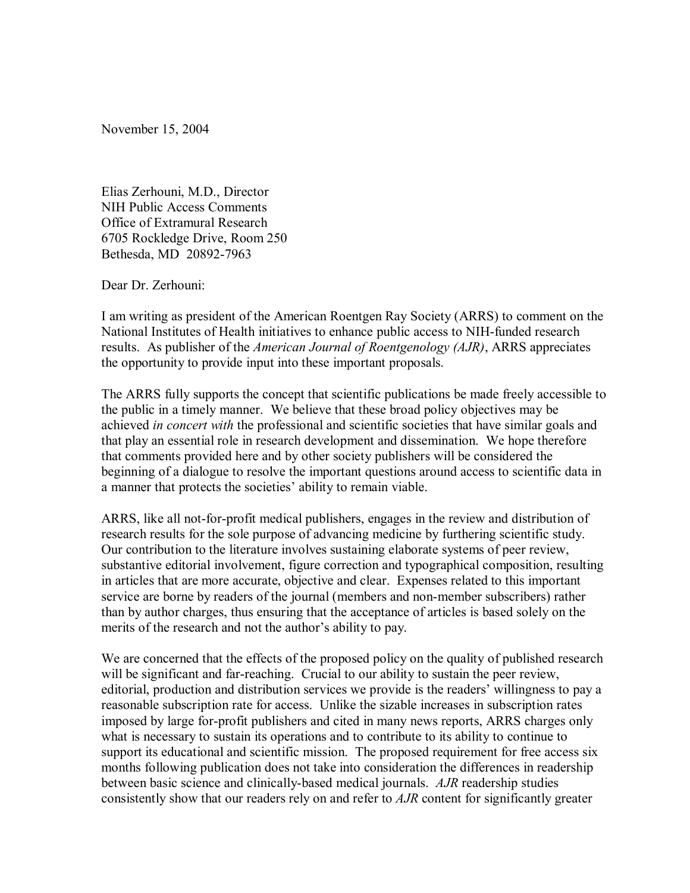November 15, 2004

Elias Zerhouni, M.D., Director
NIH Public Access Comments
Office of Extramural Research
6705 Rockledge Drive, Room 250
Bethesda, MD 20892-7963

Dear Dr. Zerhouni:

I am writing as president of the American Roentgen Ray Society (ARRS) to comment on the National Institutes of Health initiatives to enhance public access to NIH-funded research results. As publisher of the *American Journal of Roentgenology (AJR)*, ARRS appreciates the opportunity to provide input into these important proposals.

The ARRS fully supports the concept that scientific publications be made freely accessible to the public in a timely manner. We believe that these broad policy objectives may be achieved *in concert with* the professional and scientific societies that have similar goals and that play an essential role in research development and dissemination. We hope therefore that comments provided here and by other society publishers will be considered the beginning of a dialogue to resolve the important questions around access to scientific data in a manner that protects the societies' ability to remain viable.

ARRS, like all not-for-profit medical publishers, engages in the review and distribution of research results for the sole purpose of advancing medicine by furthering scientific study. Our contribution to the literature involves sustaining elaborate systems of peer review, substantive editorial involvement, figure correction and typographical composition, resulting in articles that are more accurate, objective and clear. Expenses related to this important service are borne by readers of the journal (members and non-member subscribers) rather than by author charges, thus ensuring that the acceptance of articles is based solely on the merits of the research and not the author's ability to pay.

We are concerned that the effects of the proposed policy on the quality of published research will be significant and far-reaching. Crucial to our ability to sustain the peer review, editorial, production and distribution services we provide is the readers' willingness to pay a reasonable subscription rate for access. Unlike the sizable increases in subscription rates imposed by large for-profit publishers and cited in many news reports, ARRS charges only what is necessary to sustain its operations and to contribute to its ability to continue to support its educational and scientific mission. The proposed requirement for free access six months following publication does not take into consideration the differences in readership between basic science and clinically-based medical journals. *AJR* readership studies consistently show that our readers rely on and refer to *AJR* content for significantly greater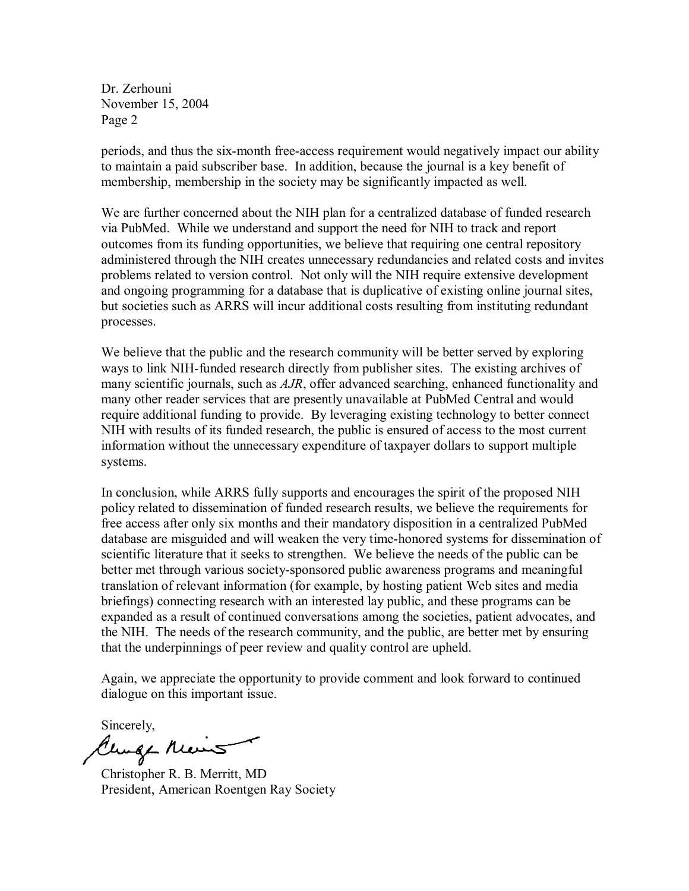periods, and thus the six-month free-access requirement would negatively impact our ability to maintain a paid subscriber base. In addition, because the journal is a key benefit of membership, membership in the society may be significantly impacted as well.

We are further concerned about the NIH plan for a centralized database of funded research via PubMed. While we understand and support the need for NIH to track and report outcomes from its funding opportunities, we believe that requiring one central repository administered through the NIH creates unnecessary redundancies and related costs and invites problems related to version control. Not only will the NIH require extensive development and ongoing programming for a database that is duplicative of existing online journal sites, but societies such as ARRS will incur additional costs resulting from instituting redundant processes.

We believe that the public and the research community will be better served by exploring ways to link NIH-funded research directly from publisher sites. The existing archives of many scientific journals, such as *AJR*, offer advanced searching, enhanced functionality and many other reader services that are presently unavailable at PubMed Central and would require additional funding to provide. By leveraging existing technology to better connect NIH with results of its funded research, the public is ensured of access to the most current information without the unnecessary expenditure of taxpayer dollars to support multiple systems.

In conclusion, while ARRS fully supports and encourages the spirit of the proposed NIH policy related to dissemination of funded research results, we believe the requirements for free access after only six months and their mandatory disposition in a centralized PubMed database are misguided and will weaken the very time-honored systems for dissemination of scientific literature that it seeks to strengthen. We believe the needs of the public can be better met through various society-sponsored public awareness programs and meaningful translation of relevant information (for example, by hosting patient Web sites and media briefings) connecting research with an interested lay public, and these programs can be expanded as a result of continued conversations among the societies, patient advocates, and the NIH. The needs of the research community, and the public, are better met by ensuring that the underpinnings of peer review and quality control are upheld.

Again, we appreciate the opportunity to provide comment and look forward to continued dialogue on this important issue.

Sincerely,

Christopher R. B. Merritt, MD
President, American Roentgen Ray Society